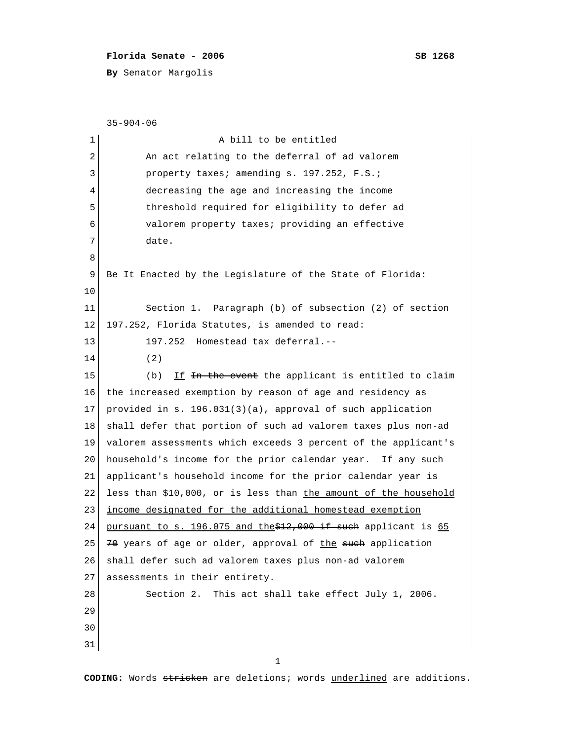**Florida Senate - 2006** **SB 1268**

**By** Senator Margolis

35-904-06

A bill to be entitled

An act relating to the deferral of ad valorem property taxes; amending s. 197.252, F.S.; decreasing the age and increasing the income threshold required for eligibility to defer ad valorem property taxes; providing an effective date.

Be It Enacted by the Legislature of the State of Florida:

Section 1. Paragraph (b) of subsection (2) of section 197.252, Florida Statutes, is amended to read:

197.252 Homestead tax deferral.--

(2)

(b) <u>If</u> ~~In the event~~ the applicant is entitled to claim the increased exemption by reason of age and residency as provided in s. 196.031(3)(a), approval of such application shall defer that portion of such ad valorem taxes plus non-ad valorem assessments which exceeds 3 percent of the applicant's household's income for the prior calendar year. If any such applicant's household income for the prior calendar year is less than $10,000, or is less than <u>the amount of the household income designated for the additional homestead exemption pursuant to s. 196.075 and the</u>~~$12,000 if such~~ applicant is <u>65</u> ~~70~~ years of age or older, approval of <u>the</u> ~~such~~ application shall defer such ad valorem taxes plus non-ad valorem assessments in their entirety.

Section 2. This act shall take effect July 1, 2006.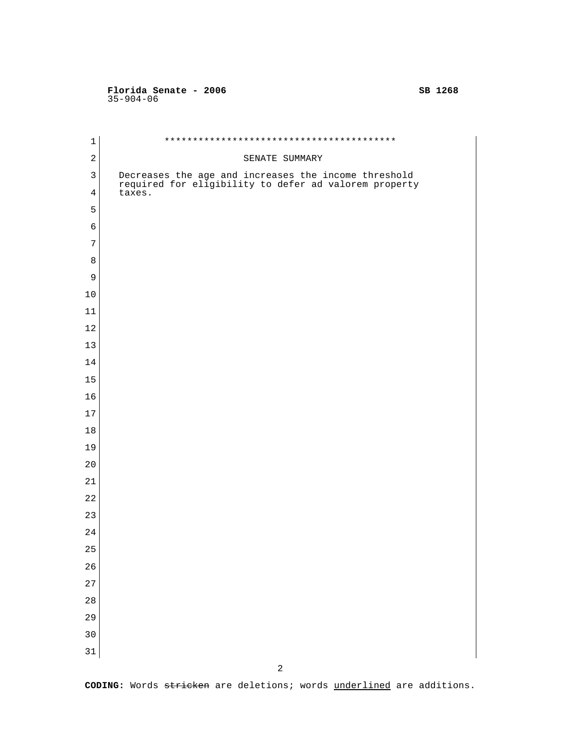*****************************************

SENATE SUMMARY

Decreases the age and increases the income threshold required for eligibility to defer ad valorem property taxes.